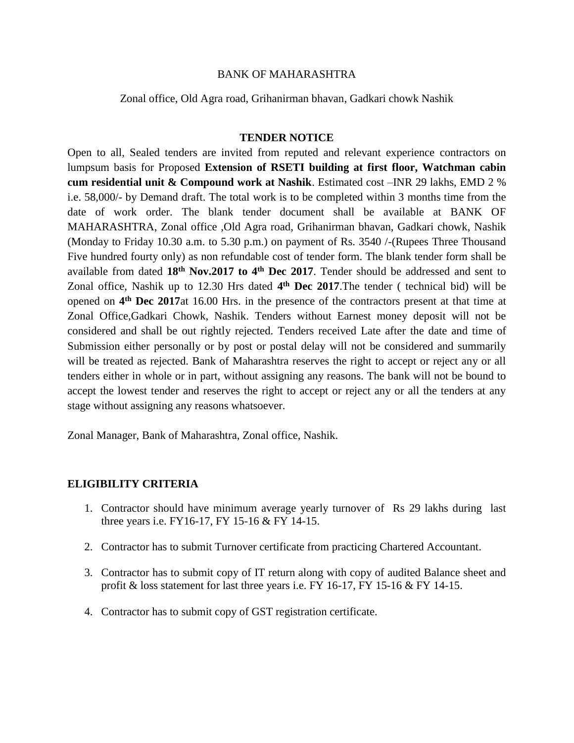BANK OF MAHARASHTRA

Zonal office, Old Agra road, Grihanirman bhavan, Gadkari chowk Nashik

## TENDER NOTICE

Open to all, Sealed tenders are invited from reputed and relevant experience contractors on lumpsum basis for Proposed **Extension of RSETI building at first floor, Watchman cabin cum residential unit & Compound work at Nashik**. Estimated cost –INR 29 lakhs, EMD 2 % i.e. 58,000/- by Demand draft. The total work is to be completed within 3 months time from the date of work order. The blank tender document shall be available at BANK OF MAHARASHTRA, Zonal office ,Old Agra road, Grihanirman bhavan, Gadkari chowk, Nashik (Monday to Friday 10.30 a.m. to 5.30 p.m.) on payment of Rs. 3540 /-(Rupees Three Thousand Five hundred fourty only) as non refundable cost of tender form. The blank tender form shall be available from dated **18th Nov.2017 to 4th Dec 2017**. Tender should be addressed and sent to Zonal office, Nashik up to 12.30 Hrs dated **4th Dec 2017**.The tender ( technical bid) will be opened on **4th Dec 2017**at 16.00 Hrs. in the presence of the contractors present at that time at Zonal Office,Gadkari Chowk, Nashik. Tenders without Earnest money deposit will not be considered and shall be out rightly rejected. Tenders received Late after the date and time of Submission either personally or by post or postal delay will not be considered and summarily will be treated as rejected. Bank of Maharashtra reserves the right to accept or reject any or all tenders either in whole or in part, without assigning any reasons. The bank will not be bound to accept the lowest tender and reserves the right to accept or reject any or all the tenders at any stage without assigning any reasons whatsoever.

Zonal Manager, Bank of Maharashtra, Zonal office, Nashik.

## ELIGIBILITY CRITERIA

1. Contractor should have minimum average yearly turnover of Rs 29 lakhs during last three years i.e. FY16-17, FY 15-16 & FY 14-15.

2. Contractor has to submit Turnover certificate from practicing Chartered Accountant.

3. Contractor has to submit copy of IT return along with copy of audited Balance sheet and profit & loss statement for last three years i.e. FY 16-17, FY 15-16 & FY 14-15.

4. Contractor has to submit copy of GST registration certificate.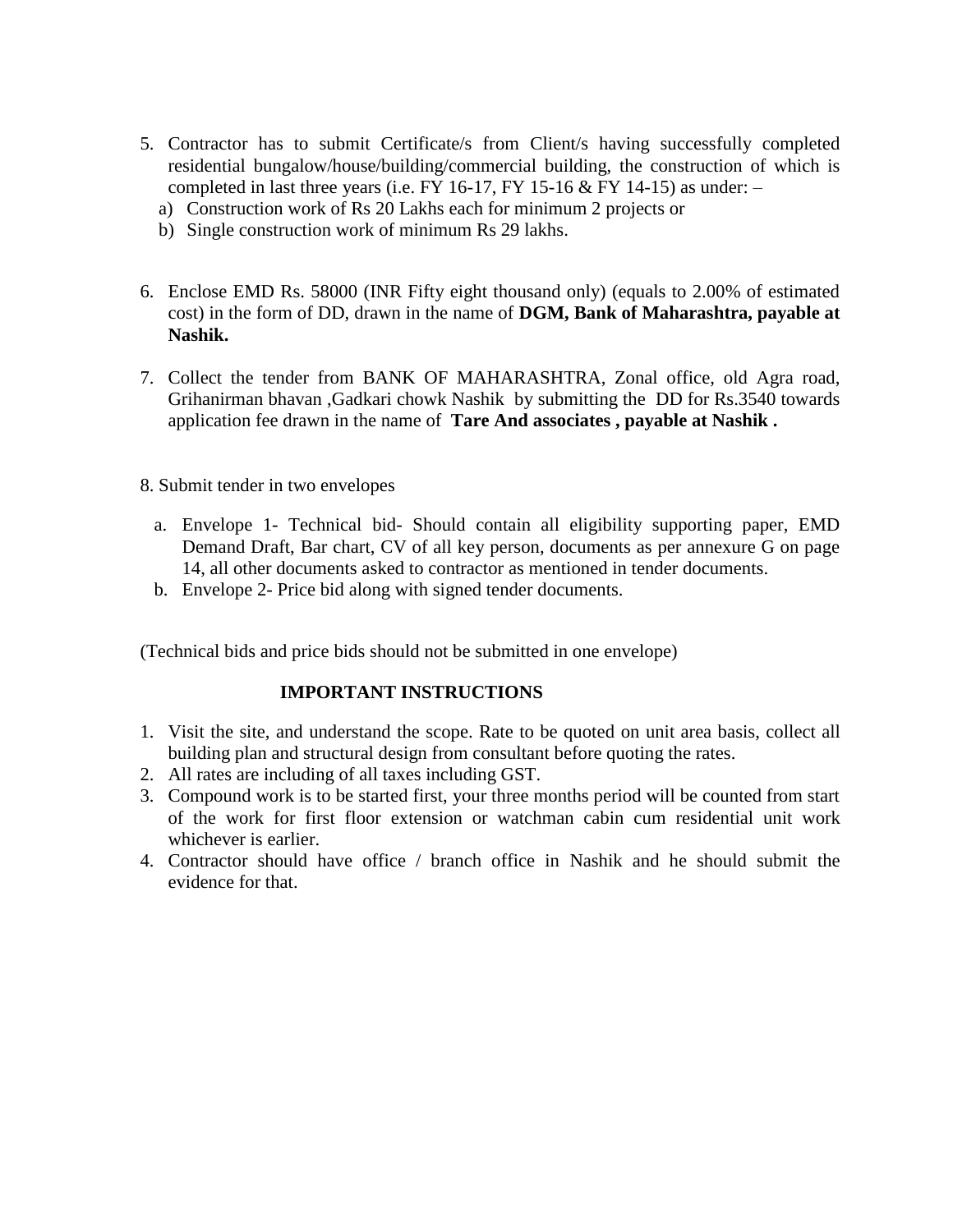5. Contractor has to submit Certificate/s from Client/s having successfully completed residential bungalow/house/building/commercial building, the construction of which is completed in last three years (i.e. FY 16-17, FY 15-16 & FY 14-15) as under: –
   a) Construction work of Rs 20 Lakhs each for minimum 2 projects or
   b) Single construction work of minimum Rs 29 lakhs.

6. Enclose EMD Rs. 58000 (INR Fifty eight thousand only) (equals to 2.00% of estimated cost) in the form of DD, drawn in the name of **DGM, Bank of Maharashtra, payable at Nashik.**

7. Collect the tender from BANK OF MAHARASHTRA, Zonal office, old Agra road, Grihanirman bhavan ,Gadkari chowk Nashik by submitting the DD for Rs.3540 towards application fee drawn in the name of **Tare And associates , payable at Nashik .**

8. Submit tender in two envelopes
   a. Envelope 1- Technical bid- Should contain all eligibility supporting paper, EMD Demand Draft, Bar chart, CV of all key person, documents as per annexure G on page 14, all other documents asked to contractor as mentioned in tender documents.
   b. Envelope 2- Price bid along with signed tender documents.

(Technical bids and price bids should not be submitted in one envelope)

## IMPORTANT INSTRUCTIONS

1. Visit the site, and understand the scope. Rate to be quoted on unit area basis, collect all building plan and structural design from consultant before quoting the rates.
2. All rates are including of all taxes including GST.
3. Compound work is to be started first, your three months period will be counted from start of the work for first floor extension or watchman cabin cum residential unit work whichever is earlier.
4. Contractor should have office / branch office in Nashik and he should submit the evidence for that.